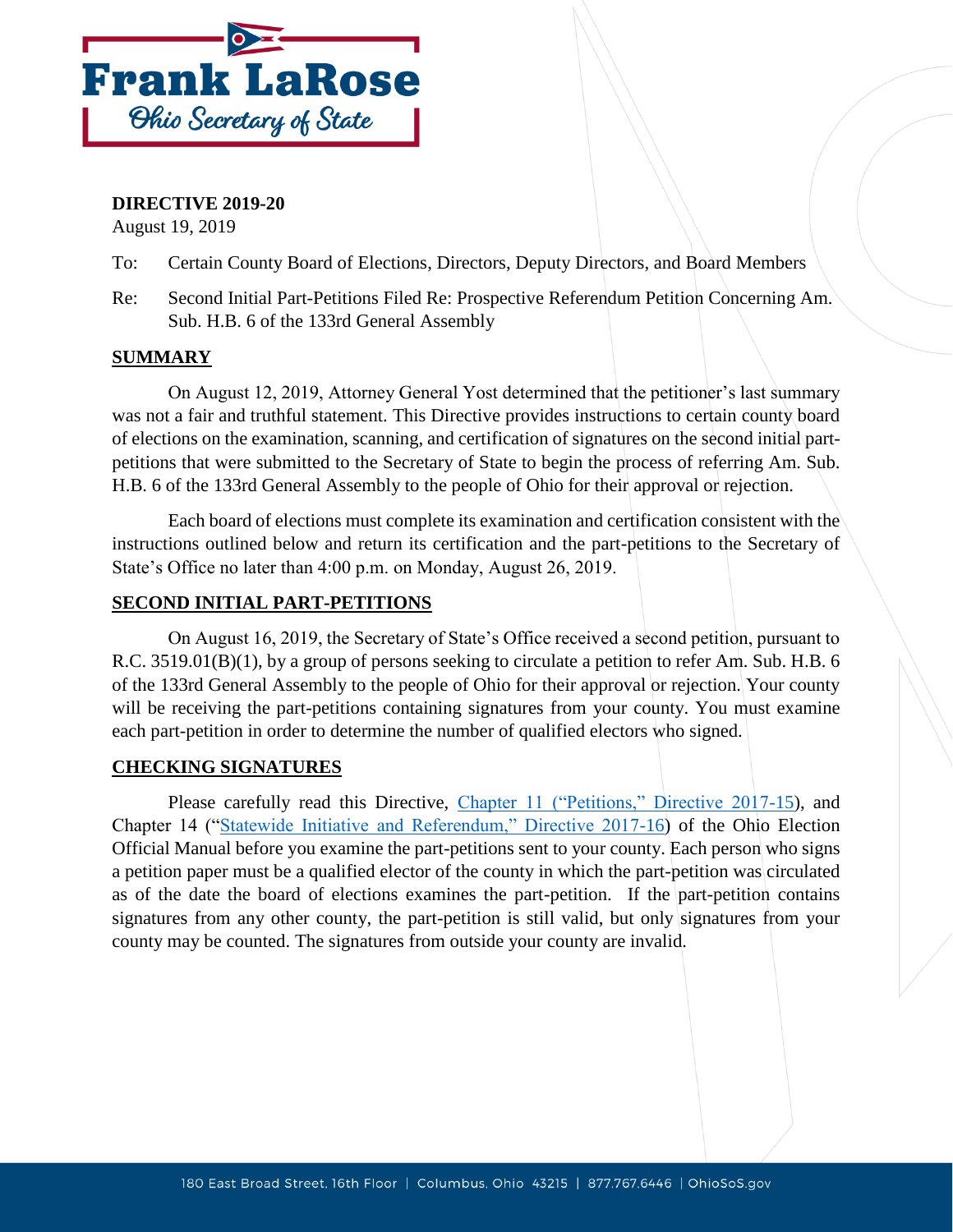Frank LaRose

Ohio Secretary of State

**DIRECTIVE 2019-20**

August 19, 2019

To: Certain County Board of Elections, Directors, Deputy Directors, and Board Members

Re: Second Initial Part-Petitions Filed Re: Prospective Referendum Petition Concerning Am. Sub. H.B. 6 of the 133rd General Assembly

## SUMMARY

On August 12, 2019, Attorney General Yost determined that the petitioner's last summary was not a fair and truthful statement. This Directive provides instructions to certain county board of elections on the examination, scanning, and certification of signatures on the second initial part-petitions that were submitted to the Secretary of State to begin the process of referring Am. Sub. H.B. 6 of the 133rd General Assembly to the people of Ohio for their approval or rejection.

Each board of elections must complete its examination and certification consistent with the instructions outlined below and return its certification and the part-petitions to the Secretary of State's Office no later than 4:00 p.m. on Monday, August 26, 2019.

## SECOND INITIAL PART-PETITIONS

On August 16, 2019, the Secretary of State's Office received a second petition, pursuant to R.C. 3519.01(B)(1), by a group of persons seeking to circulate a petition to refer Am. Sub. H.B. 6 of the 133rd General Assembly to the people of Ohio for their approval or rejection. Your county will be receiving the part-petitions containing signatures from your county. You must examine each part-petition in order to determine the number of qualified electors who signed.

## CHECKING SIGNATURES

Please carefully read this Directive, Chapter 11 ("Petitions," Directive 2017-15), and Chapter 14 ("Statewide Initiative and Referendum," Directive 2017-16) of the Ohio Election Official Manual before you examine the part-petitions sent to your county. Each person who signs a petition paper must be a qualified elector of the county in which the part-petition was circulated as of the date the board of elections examines the part-petition. If the part-petition contains signatures from any other county, the part-petition is still valid, but only signatures from your county may be counted. The signatures from outside your county are invalid.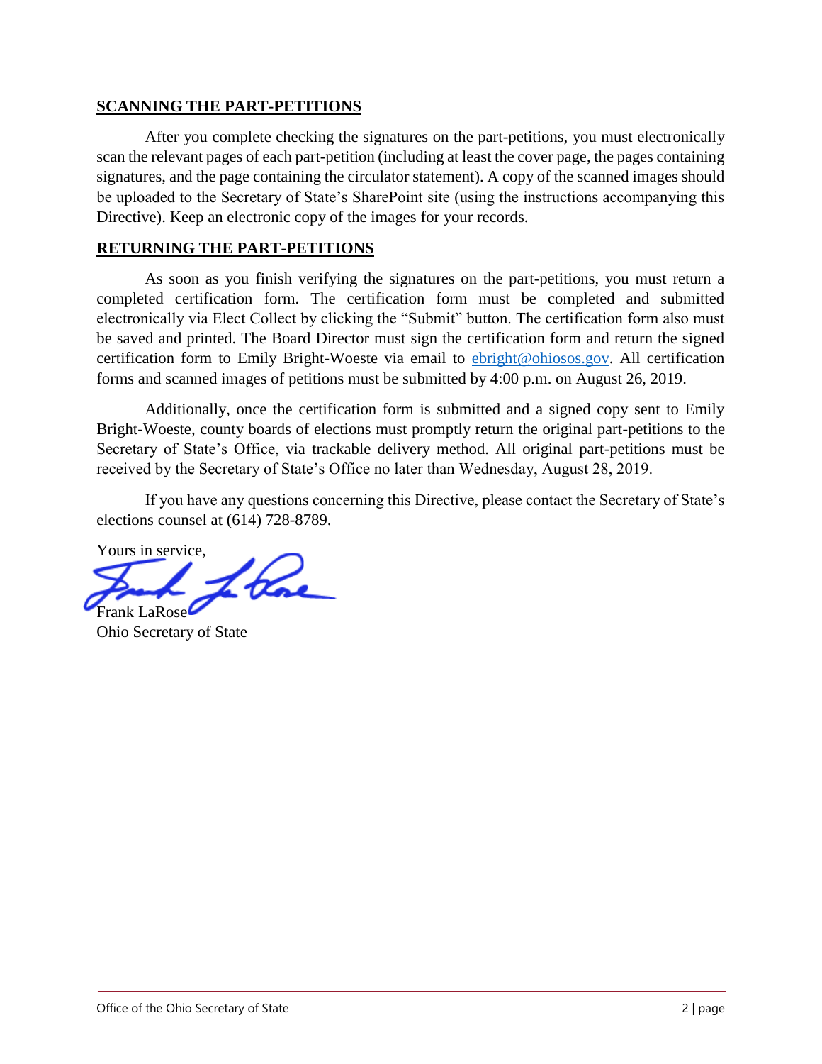**SCANNING THE PART-PETITIONS**

After you complete checking the signatures on the part-petitions, you must electronically scan the relevant pages of each part-petition (including at least the cover page, the pages containing signatures, and the page containing the circulator statement). A copy of the scanned images should be uploaded to the Secretary of State's SharePoint site (using the instructions accompanying this Directive). Keep an electronic copy of the images for your records.

**RETURNING THE PART-PETITIONS**

As soon as you finish verifying the signatures on the part-petitions, you must return a completed certification form. The certification form must be completed and submitted electronically via Elect Collect by clicking the "Submit" button. The certification form also must be saved and printed. The Board Director must sign the certification form and return the signed certification form to Emily Bright-Woeste via email to ebright@ohiosos.gov. All certification forms and scanned images of petitions must be submitted by 4:00 p.m. on August 26, 2019.

Additionally, once the certification form is submitted and a signed copy sent to Emily Bright-Woeste, county boards of elections must promptly return the original part-petitions to the Secretary of State's Office, via trackable delivery method. All original part-petitions must be received by the Secretary of State's Office no later than Wednesday, August 28, 2019.

If you have any questions concerning this Directive, please contact the Secretary of State's elections counsel at (614) 728-8789.

Yours in service,

Frank LaRose
Ohio Secretary of State